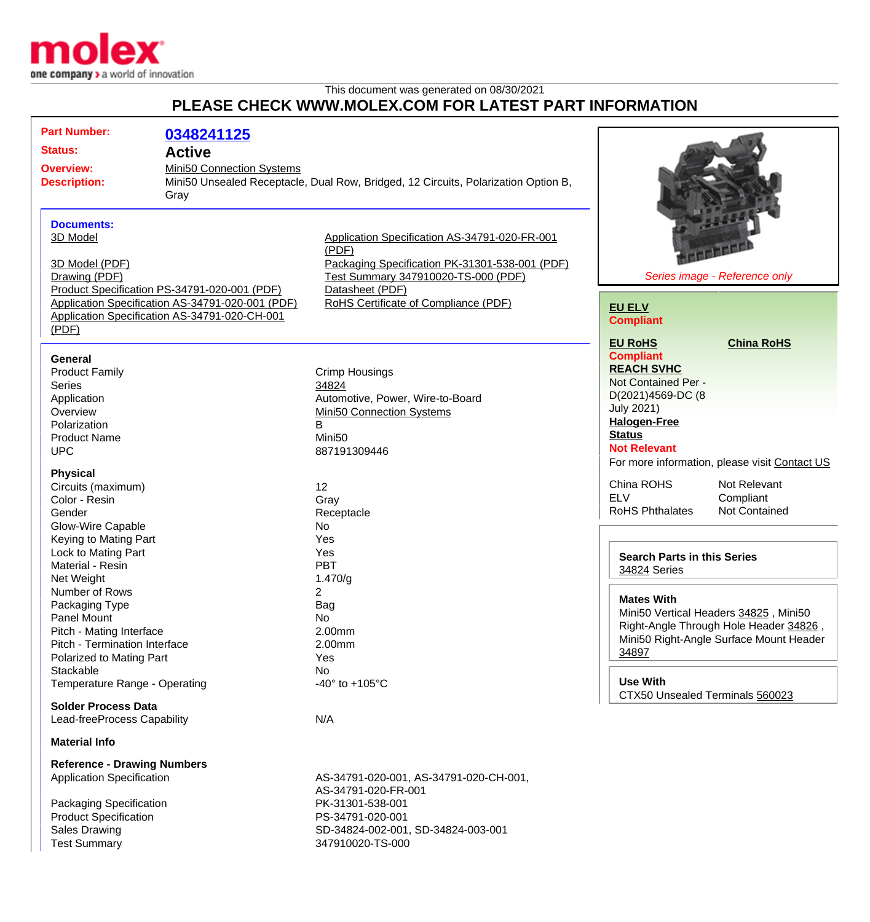This document was generated on 08/30/2021

# PLEASE CHECK WWW.MOLEX.COM FOR LATEST PART INFORMATION

**Part Number:** 0348241125

**Status:** Active

**Overview:** Mini50 Connection Systems

**Description:** Mini50 Unsealed Receptacle, Dual Row, Bridged, 12 Circuits, Polarization Option B, Gray

### Documents:

- 3D Model
- 3D Model (PDF)
- Drawing (PDF)
- Product Specification PS-34791-020-001 (PDF)
- Application Specification AS-34791-020-001 (PDF)
- Application Specification AS-34791-020-CH-001 (PDF)
- Application Specification AS-34791-020-FR-001 (PDF)
- Packaging Specification PK-31301-538-001 (PDF)
- Test Summary 347910020-TS-000 (PDF)
- Datasheet (PDF)
- RoHS Certificate of Compliance (PDF)

### General

| | |
|---|---|
| Product Family | Crimp Housings |
| Series | 34824 |
| Application | Automotive, Power, Wire-to-Board |
| Overview | Mini50 Connection Systems |
| Polarization | B |
| Product Name | Mini50 |
| UPC | 887191309446 |

### Physical

| | |
|---|---|
| Circuits (maximum) | 12 |
| Color - Resin | Gray |
| Gender | Receptacle |
| Glow-Wire Capable | No |
| Keying to Mating Part | Yes |
| Lock to Mating Part | Yes |
| Material - Resin | PBT |
| Net Weight | 1.470/g |
| Number of Rows | 2 |
| Packaging Type | Bag |
| Panel Mount | No |
| Pitch - Mating Interface | 2.00mm |
| Pitch - Termination Interface | 2.00mm |
| Polarized to Mating Part | Yes |
| Stackable | No |
| Temperature Range - Operating | -40° to +105°C |

### Solder Process Data

| | |
|---|---|
| Lead-freeProcess Capability | N/A |

### Material Info

### Reference - Drawing Numbers

| | |
|---|---|
| Application Specification | AS-34791-020-001, AS-34791-020-CH-001, AS-34791-020-FR-001 |
| Packaging Specification | PK-31301-538-001 |
| Product Specification | PS-34791-020-001 |
| Sales Drawing | SD-34824-002-001, SD-34824-003-001 |
| Test Summary | 347910020-TS-000 |

*Series image - Reference only*

**EU ELV**
**Compliant**

**EU RoHS**
**Compliant**

**China RoHS**

**REACH SVHC**
Not Contained Per - D(2021)4569-DC (8 July 2021)

**Halogen-Free Status**
**Not Relevant**

For more information, please visit Contact US

| | |
|---|---|
| China ROHS | Not Relevant |
| ELV | Compliant |
| RoHS Phthalates | Not Contained |

**Search Parts in this Series**
34824 Series

**Mates With**
Mini50 Vertical Headers 34825 , Mini50 Right-Angle Through Hole Header 34826 , Mini50 Right-Angle Surface Mount Header 34897

**Use With**
CTX50 Unsealed Terminals 560023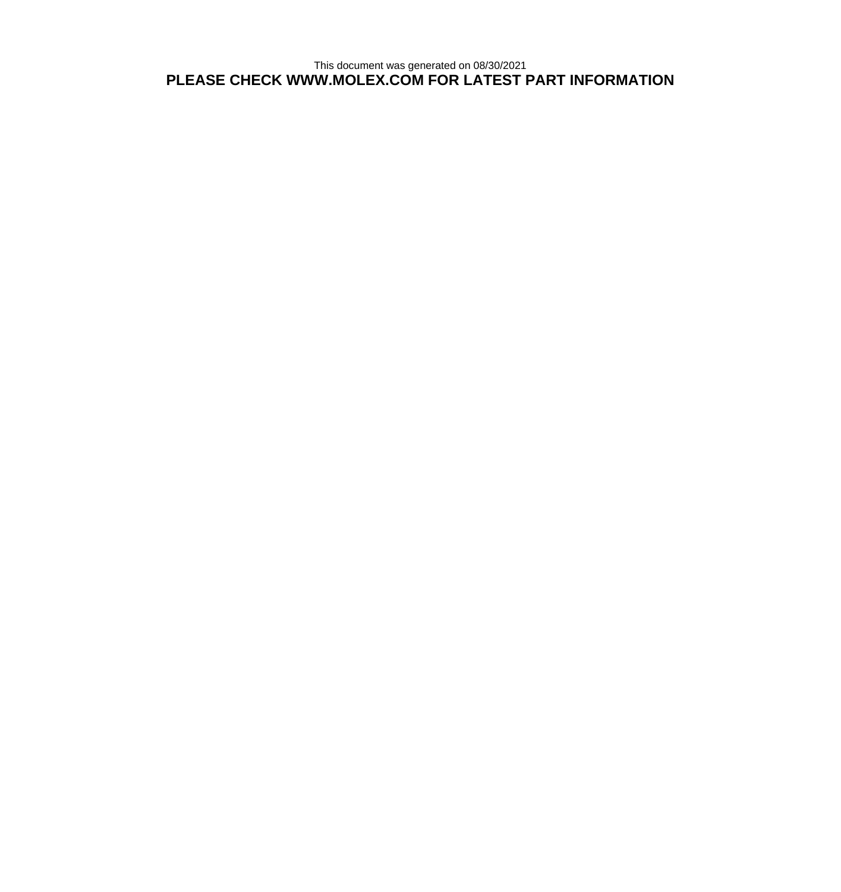This document was generated on 08/30/2021

**PLEASE CHECK WWW.MOLEX.COM FOR LATEST PART INFORMATION**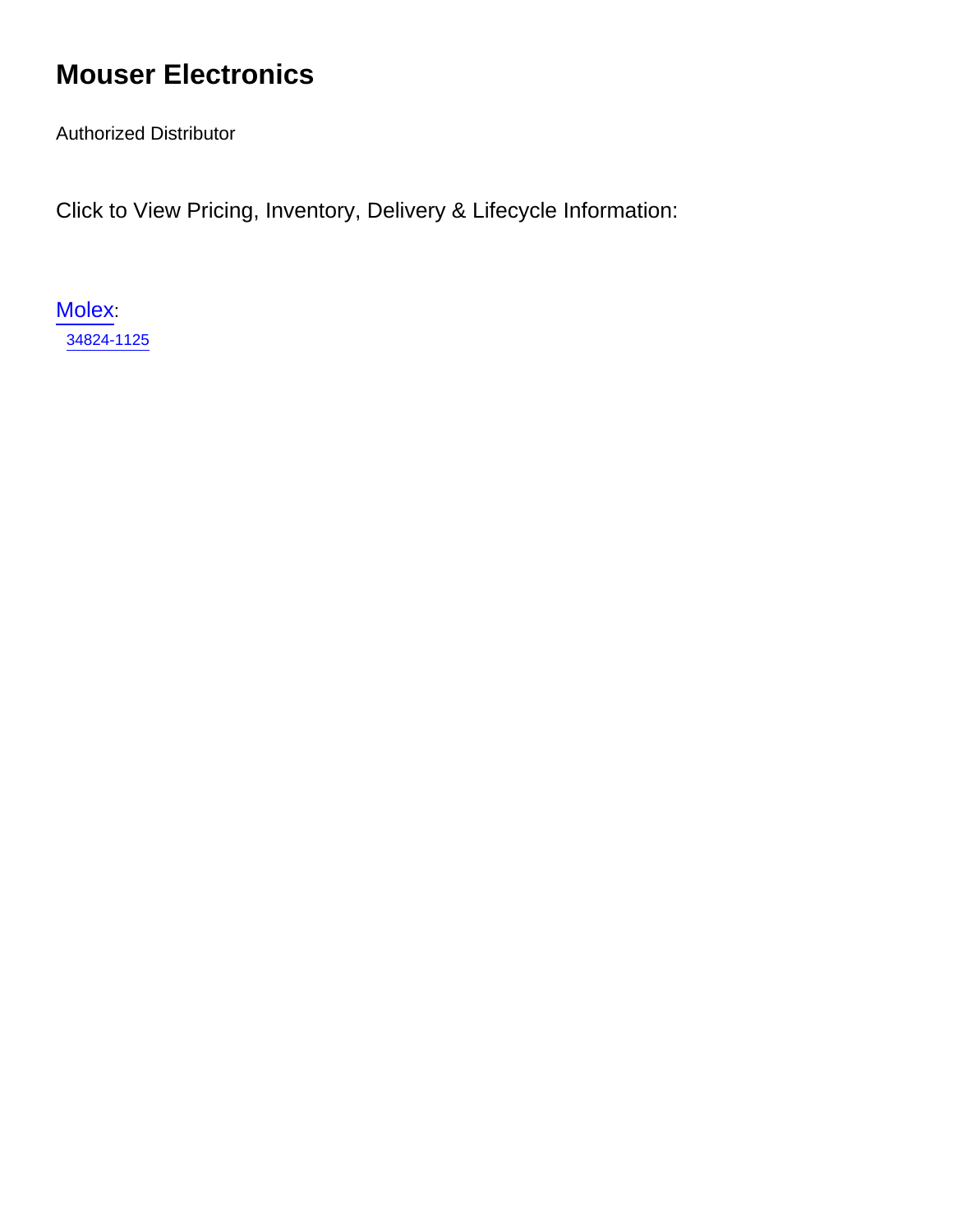# Mouser Electronics

Authorized Distributor

Click to View Pricing, Inventory, Delivery & Lifecycle Information:

Molex:

34824-1125